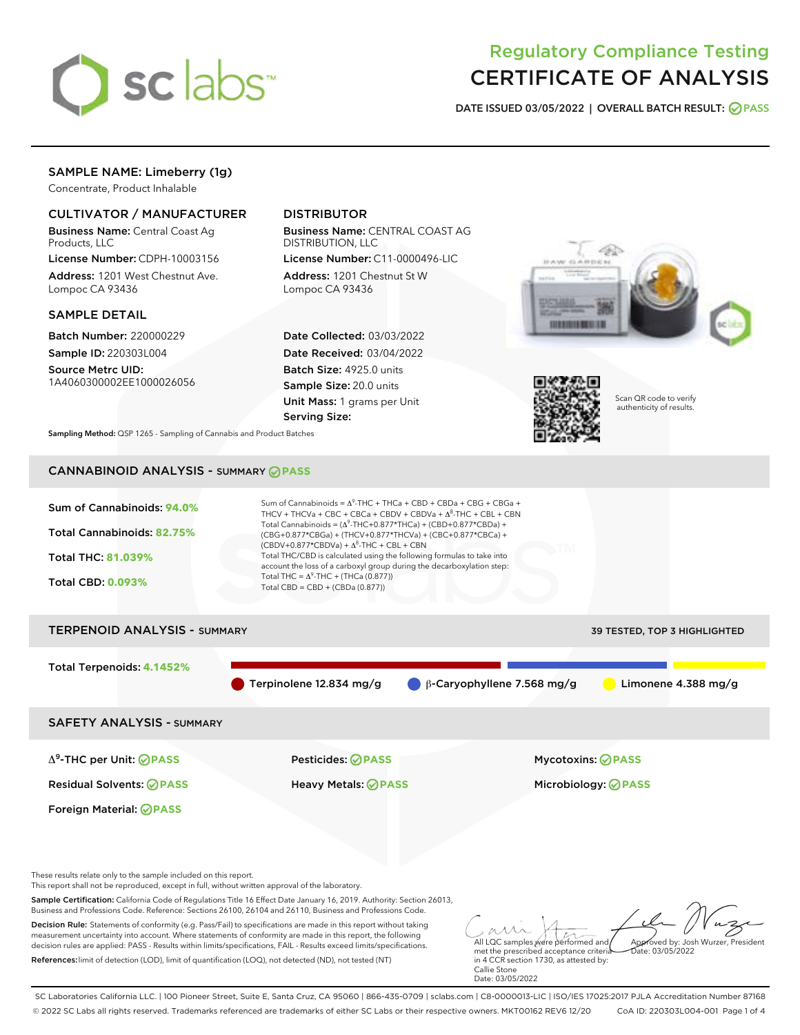# Regulatory Compliance Testing
# CERTIFICATE OF ANALYSIS

**DATE ISSUED 03/05/2022 | OVERALL BATCH RESULT: PASS**

## SAMPLE NAME: Limeberry (1g)

Concentrate, Product Inhalable

### CULTIVATOR / MANUFACTURER

**Business Name:** Central Coast Ag Products, LLC

**License Number:** CDPH-10003156

**Address:** 1201 West Chestnut Ave. Lompoc CA 93436

### DISTRIBUTOR

**Business Name:** CENTRAL COAST AG DISTRIBUTION, LLC

**License Number:** C11-0000496-LIC

**Address:** 1201 Chestnut St W Lompoc CA 93436

### SAMPLE DETAIL

**Batch Number:** 220000229

**Sample ID:** 220303L004

**Source Metrc UID:** 1A4060300002EE1000026056

**Date Collected:** 03/03/2022

**Date Received:** 03/04/2022

**Batch Size:** 4925.0 units

**Sample Size:** 20.0 units

**Unit Mass:** 1 grams per Unit

**Serving Size:**

Scan QR code to verify authenticity of results.

**Sampling Method:** QSP 1265 - Sampling of Cannabis and Product Batches

## CANNABINOID ANALYSIS - SUMMARY PASS

**Sum of Cannabinoids:** 94.0%

**Total Cannabinoids:** 82.75%

**Total THC:** 81.039%

**Total CBD:** 0.093%

Sum of Cannabinoids = $\Delta^9$-THC + THCa + CBD + CBDa + CBG + CBGa + THCV + THCVa + CBC + CBCa + CBDV + CBDVa + $\Delta^8$-THC + CBL + CBN

Total Cannabinoids = ($\Delta^9$-THC+0.877*THCa) + (CBD+0.877*CBDa) + (CBG+0.877*CBGa) + (THCV+0.877*THCVa) + (CBC+0.877*CBCa) + (CBDV+0.877*CBDVa) + $\Delta^8$-THC + CBL + CBN

Total THC/CBD is calculated using the following formulas to take into account the loss of a carboxyl group during the decarboxylation step:

Total THC = $\Delta^9$-THC + (THCa (0.877))

Total CBD = CBD + (CBDa (0.877))

## TERPENOID ANALYSIS - SUMMARY

39 TESTED, TOP 3 HIGHLIGHTED

**Total Terpenoids:** 4.1452%

Terpinolene 12.834 mg/g | β-Caryophyllene 7.568 mg/g | Limonene 4.388 mg/g

## SAFETY ANALYSIS - SUMMARY

| | | |
|---|---|---|
| $\Delta^9$-THC per Unit: PASS | Pesticides: PASS | Mycotoxins: PASS |
| Residual Solvents: PASS | Heavy Metals: PASS | Microbiology: PASS |
| Foreign Material: PASS | | |

These results relate only to the sample included on this report.
This report shall not be reproduced, except in full, without written approval of the laboratory.

**Sample Certification:** California Code of Regulations Title 16 Effect Date January 16, 2019. Authority: Section 26013, Business and Professions Code. Reference: Sections 26100, 26104 and 26110, Business and Professions Code.

**Decision Rule:** Statements of conformity (e.g. Pass/Fail) to specifications are made in this report without taking measurement uncertainty into account. Where statements of conformity are made in this report, the following decision rules are applied: PASS - Results within limits/specifications, FAIL - Results exceed limits/specifications.

**References:** limit of detection (LOD), limit of quantification (LOQ), not detected (ND), not tested (NT)

All LQC samples were performed and met the prescribed acceptance criteria in 4 CCR section 1730, as attested by: Callie Stone
Date: 03/05/2022

Approved by: Josh Wurzer, President
Date: 03/05/2022

SC Laboratories California LLC. | 100 Pioneer Street, Suite E, Santa Cruz, CA 95060 | 866-435-0709 | sclabs.com | C8-0000013-LIC | ISO/IES 17025:2017 PJLA Accreditation Number 87168
© 2022 SC Labs all rights reserved. Trademarks referenced are trademarks of either SC Labs or their respective owners. MKT00162 REV6 12/20 CoA ID: 220303L004-001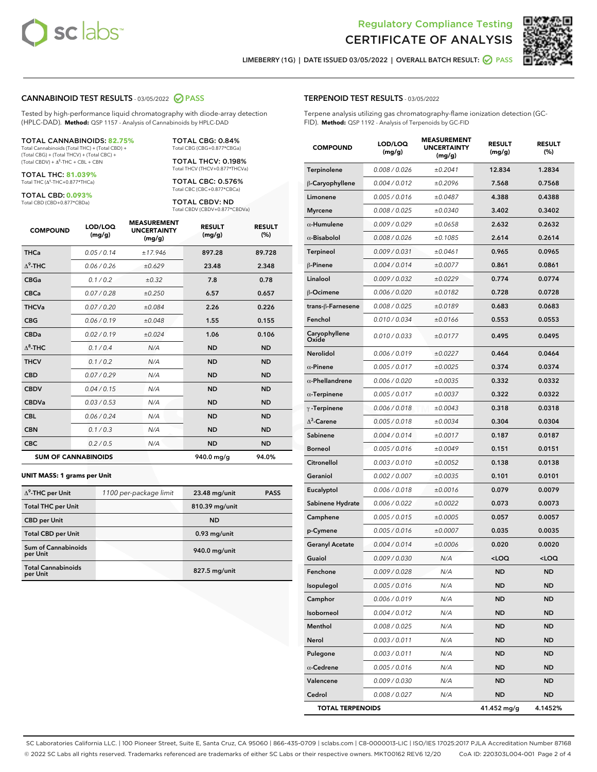Regulatory Compliance Testing
# CERTIFICATE OF ANALYSIS

LIMEBERRY (1G) | DATE ISSUED 03/05/2022 | OVERALL BATCH RESULT: PASS

## CANNABINOID TEST RESULTS - 03/05/2022 PASS

Tested by high-performance liquid chromatography with diode-array detection (HPLC-DAD). **Method:** QSP 1157 - Analysis of Cannabinoids by HPLC-DAD

**TOTAL CANNABINOIDS: 82.75%**
Total Cannabinoids (Total THC) + (Total CBD) + (Total CBG) + (Total THCV) + (Total CBC) + (Total CBDV) + $\Delta^8$-THC + CBL + CBN

**TOTAL THC: 81.039%**
Total THC ($\Delta^9$-THC+0.877*THCa)

**TOTAL CBD: 0.093%**
Total CBD (CBD+0.877*CBDa)

**TOTAL CBG: 0.84%**
Total CBG (CBG+0.877*CBGa)

**TOTAL THCV: 0.198%**
Total THCV (THCV+0.877*THCVa)

**TOTAL CBC: 0.576%**
Total CBC (CBC+0.877*CBCa)

**TOTAL CBDV: ND**
Total CBDV (CBDV+0.877*CBDVa)

| COMPOUND | LOD/LOQ (mg/g) | MEASUREMENT UNCERTAINTY (mg/g) | RESULT (mg/g) | RESULT (%) |
|---|---|---|---|---|
| THCa | 0.05 / 0.14 | ±17.946 | 897.28 | 89.728 |
| $\Delta^9$-THC | 0.06 / 0.26 | ±0.629 | 23.48 | 2.348 |
| CBGa | 0.1 / 0.2 | ±0.32 | 7.8 | 0.78 |
| CBCa | 0.07 / 0.28 | ±0.250 | 6.57 | 0.657 |
| THCVa | 0.07 / 0.20 | ±0.084 | 2.26 | 0.226 |
| CBG | 0.06 / 0.19 | ±0.048 | 1.55 | 0.155 |
| CBDa | 0.02 / 0.19 | ±0.024 | 1.06 | 0.106 |
| $\Delta^8$-THC | 0.1 / 0.4 | N/A | ND | ND |
| THCV | 0.1 / 0.2 | N/A | ND | ND |
| CBD | 0.07 / 0.29 | N/A | ND | ND |
| CBDV | 0.04 / 0.15 | N/A | ND | ND |
| CBDVa | 0.03 / 0.53 | N/A | ND | ND |
| CBL | 0.06 / 0.24 | N/A | ND | ND |
| CBN | 0.1 / 0.3 | N/A | ND | ND |
| CBC | 0.2 / 0.5 | N/A | ND | ND |
| **SUM OF CANNABINOIDS** | | | **940.0 mg/g** | **94.0%** |

**UNIT MASS: 1 grams per Unit**

| | | | |
|---|---|---|---|
| $\Delta^9$-THC per Unit | 1100 per-package limit | 23.48 mg/unit | PASS |
| Total THC per Unit | | 810.39 mg/unit | |
| CBD per Unit | | ND | |
| Total CBD per Unit | | 0.93 mg/unit | |
| Sum of Cannabinoids per Unit | | 940.0 mg/unit | |
| Total Cannabinoids per Unit | | 827.5 mg/unit | |

## TERPENOID TEST RESULTS - 03/05/2022

Terpene analysis utilizing gas chromatography-flame ionization detection (GC-FID). **Method:** QSP 1192 - Analysis of Terpenoids by GC-FID

| COMPOUND | LOD/LOQ (mg/g) | MEASUREMENT UNCERTAINTY (mg/g) | RESULT (mg/g) | RESULT (%) |
|---|---|---|---|---|
| Terpinolene | 0.008 / 0.026 | ±0.2041 | 12.834 | 1.2834 |
| β-Caryophyllene | 0.004 / 0.012 | ±0.2096 | 7.568 | 0.7568 |
| Limonene | 0.005 / 0.016 | ±0.0487 | 4.388 | 0.4388 |
| Myrcene | 0.008 / 0.025 | ±0.0340 | 3.402 | 0.3402 |
| α-Humulene | 0.009 / 0.029 | ±0.0658 | 2.632 | 0.2632 |
| α-Bisabolol | 0.008 / 0.026 | ±0.1085 | 2.614 | 0.2614 |
| Terpineol | 0.009 / 0.031 | ±0.0461 | 0.965 | 0.0965 |
| β-Pinene | 0.004 / 0.014 | ±0.0077 | 0.861 | 0.0861 |
| Linalool | 0.009 / 0.032 | ±0.0229 | 0.774 | 0.0774 |
| β-Ocimene | 0.006 / 0.020 | ±0.0182 | 0.728 | 0.0728 |
| trans-β-Farnesene | 0.008 / 0.025 | ±0.0189 | 0.683 | 0.0683 |
| Fenchol | 0.010 / 0.034 | ±0.0166 | 0.553 | 0.0553 |
| Caryophyllene Oxide | 0.010 / 0.033 | ±0.0177 | 0.495 | 0.0495 |
| Nerolidol | 0.006 / 0.019 | ±0.0227 | 0.464 | 0.0464 |
| α-Pinene | 0.005 / 0.017 | ±0.0025 | 0.374 | 0.0374 |
| α-Phellandrene | 0.006 / 0.020 | ±0.0035 | 0.332 | 0.0332 |
| α-Terpinene | 0.005 / 0.017 | ±0.0037 | 0.322 | 0.0322 |
| γ-Terpinene | 0.006 / 0.018 | ±0.0043 | 0.318 | 0.0318 |
| $\Delta^3$-Carene | 0.005 / 0.018 | ±0.0034 | 0.304 | 0.0304 |
| Sabinene | 0.004 / 0.014 | ±0.0017 | 0.187 | 0.0187 |
| Borneol | 0.005 / 0.016 | ±0.0049 | 0.151 | 0.0151 |
| Citronellol | 0.003 / 0.010 | ±0.0052 | 0.138 | 0.0138 |
| Geraniol | 0.002 / 0.007 | ±0.0035 | 0.101 | 0.0101 |
| Eucalyptol | 0.006 / 0.018 | ±0.0016 | 0.079 | 0.0079 |
| Sabinene Hydrate | 0.006 / 0.022 | ±0.0022 | 0.073 | 0.0073 |
| Camphene | 0.005 / 0.015 | ±0.0005 | 0.057 | 0.0057 |
| p-Cymene | 0.005 / 0.016 | ±0.0007 | 0.035 | 0.0035 |
| Geranyl Acetate | 0.004 / 0.014 | ±0.0006 | 0.020 | 0.0020 |
| Guaiol | 0.009 / 0.030 | N/A | <LOQ | <LOQ |
| Fenchone | 0.009 / 0.028 | N/A | ND | ND |
| Isopulegol | 0.005 / 0.016 | N/A | ND | ND |
| Camphor | 0.006 / 0.019 | N/A | ND | ND |
| Isoborneol | 0.004 / 0.012 | N/A | ND | ND |
| Menthol | 0.008 / 0.025 | N/A | ND | ND |
| Nerol | 0.003 / 0.011 | N/A | ND | ND |
| Pulegone | 0.003 / 0.011 | N/A | ND | ND |
| α-Cedrene | 0.005 / 0.016 | N/A | ND | ND |
| Valencene | 0.009 / 0.030 | N/A | ND | ND |
| Cedrol | 0.008 / 0.027 | N/A | ND | ND |
| **TOTAL TERPENOIDS** | | | **41.452 mg/g** | **4.1452%** |

SC Laboratories California LLC. | 100 Pioneer Street, Suite E, Santa Cruz, CA 95060 | 866-435-0709 | sclabs.com | C8-0000013-LIC | ISO/IES 17025:2017 PJLA Accreditation Number 87168
© 2022 SC Labs all rights reserved. Trademarks referenced are trademarks of either SC Labs or their respective owners. MKT00162 REV6 12/20 CoA ID: 220303L004-001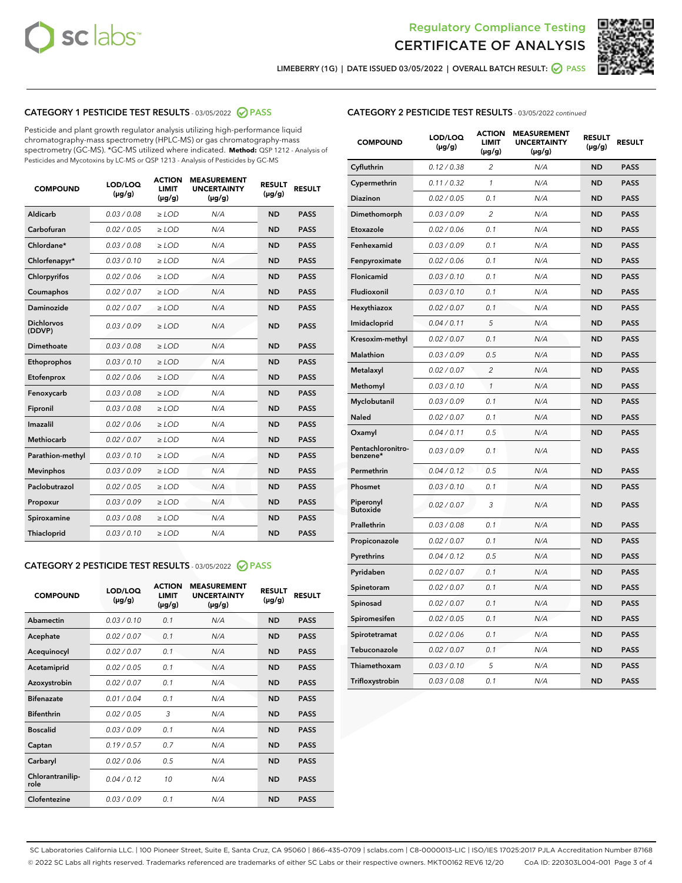# Regulatory Compliance Testing
# CERTIFICATE OF ANALYSIS

LIMEBERRY (1G) | DATE ISSUED 03/05/2022 | OVERALL BATCH RESULT: PASS

## CATEGORY 1 PESTICIDE TEST RESULTS - 03/05/2022 PASS

Pesticide and plant growth regulator analysis utilizing high-performance liquid chromatography-mass spectrometry (HPLC-MS) or gas chromatography-mass spectrometry (GC-MS). *GC-MS utilized where indicated. **Method:** QSP 1212 - Analysis of Pesticides and Mycotoxins by LC-MS or QSP 1213 - Analysis of Pesticides by GC-MS

| COMPOUND | LOD/LOQ (µg/g) | ACTION LIMIT (µg/g) | MEASUREMENT UNCERTAINTY (µg/g) | RESULT (µg/g) | RESULT |
|---|---|---|---|---|---|
| Aldicarb | 0.03 / 0.08 | ≥ LOD | N/A | ND | PASS |
| Carbofuran | 0.02 / 0.05 | ≥ LOD | N/A | ND | PASS |
| Chlordane* | 0.03 / 0.08 | ≥ LOD | N/A | ND | PASS |
| Chlorfenapyr* | 0.03 / 0.10 | ≥ LOD | N/A | ND | PASS |
| Chlorpyrifos | 0.02 / 0.06 | ≥ LOD | N/A | ND | PASS |
| Coumaphos | 0.02 / 0.07 | ≥ LOD | N/A | ND | PASS |
| Daminozide | 0.02 / 0.07 | ≥ LOD | N/A | ND | PASS |
| Dichlorvos (DDVP) | 0.03 / 0.09 | ≥ LOD | N/A | ND | PASS |
| Dimethoate | 0.03 / 0.08 | ≥ LOD | N/A | ND | PASS |
| Ethoprophos | 0.03 / 0.10 | ≥ LOD | N/A | ND | PASS |
| Etofenprox | 0.02 / 0.06 | ≥ LOD | N/A | ND | PASS |
| Fenoxycarb | 0.03 / 0.08 | ≥ LOD | N/A | ND | PASS |
| Fipronil | 0.03 / 0.08 | ≥ LOD | N/A | ND | PASS |
| Imazalil | 0.02 / 0.06 | ≥ LOD | N/A | ND | PASS |
| Methiocarb | 0.02 / 0.07 | ≥ LOD | N/A | ND | PASS |
| Parathion-methyl | 0.03 / 0.10 | ≥ LOD | N/A | ND | PASS |
| Mevinphos | 0.03 / 0.09 | ≥ LOD | N/A | ND | PASS |
| Paclobutrazol | 0.02 / 0.05 | ≥ LOD | N/A | ND | PASS |
| Propoxur | 0.03 / 0.09 | ≥ LOD | N/A | ND | PASS |
| Spiroxamine | 0.03 / 0.08 | ≥ LOD | N/A | ND | PASS |
| Thiacloprid | 0.03 / 0.10 | ≥ LOD | N/A | ND | PASS |

## CATEGORY 2 PESTICIDE TEST RESULTS - 03/05/2022 PASS

| COMPOUND | LOD/LOQ (µg/g) | ACTION LIMIT (µg/g) | MEASUREMENT UNCERTAINTY (µg/g) | RESULT (µg/g) | RESULT |
|---|---|---|---|---|---|
| Abamectin | 0.03 / 0.10 | 0.1 | N/A | ND | PASS |
| Acephate | 0.02 / 0.07 | 0.1 | N/A | ND | PASS |
| Acequinocyl | 0.02 / 0.07 | 0.1 | N/A | ND | PASS |
| Acetamiprid | 0.02 / 0.05 | 0.1 | N/A | ND | PASS |
| Azoxystrobin | 0.02 / 0.07 | 0.1 | N/A | ND | PASS |
| Bifenazate | 0.01 / 0.04 | 0.1 | N/A | ND | PASS |
| Bifenthrin | 0.02 / 0.05 | 3 | N/A | ND | PASS |
| Boscalid | 0.03 / 0.09 | 0.1 | N/A | ND | PASS |
| Captan | 0.19 / 0.57 | 0.7 | N/A | ND | PASS |
| Carbaryl | 0.02 / 0.06 | 0.5 | N/A | ND | PASS |
| Chlorantraniliprole | 0.04 / 0.12 | 10 | N/A | ND | PASS |
| Clofentezine | 0.03 / 0.09 | 0.1 | N/A | ND | PASS |
| Cyfluthrin | 0.12 / 0.38 | 2 | N/A | ND | PASS |
| Cypermethrin | 0.11 / 0.32 | 1 | N/A | ND | PASS |
| Diazinon | 0.02 / 0.05 | 0.1 | N/A | ND | PASS |
| Dimethomorph | 0.03 / 0.09 | 2 | N/A | ND | PASS |
| Etoxazole | 0.02 / 0.06 | 0.1 | N/A | ND | PASS |
| Fenhexamid | 0.03 / 0.09 | 0.1 | N/A | ND | PASS |
| Fenpyroximate | 0.02 / 0.06 | 0.1 | N/A | ND | PASS |
| Flonicamid | 0.03 / 0.10 | 0.1 | N/A | ND | PASS |
| Fludioxonil | 0.03 / 0.10 | 0.1 | N/A | ND | PASS |
| Hexythiazox | 0.02 / 0.07 | 0.1 | N/A | ND | PASS |
| Imidacloprid | 0.04 / 0.11 | 5 | N/A | ND | PASS |
| Kresoxim-methyl | 0.02 / 0.07 | 0.1 | N/A | ND | PASS |
| Malathion | 0.03 / 0.09 | 0.5 | N/A | ND | PASS |
| Metalaxyl | 0.02 / 0.07 | 2 | N/A | ND | PASS |
| Methomyl | 0.03 / 0.10 | 1 | N/A | ND | PASS |
| Myclobutanil | 0.03 / 0.09 | 0.1 | N/A | ND | PASS |
| Naled | 0.02 / 0.07 | 0.1 | N/A | ND | PASS |
| Oxamyl | 0.04 / 0.11 | 0.5 | N/A | ND | PASS |
| Pentachloronitrobenzene* | 0.03 / 0.09 | 0.1 | N/A | ND | PASS |
| Permethrin | 0.04 / 0.12 | 0.5 | N/A | ND | PASS |
| Phosmet | 0.03 / 0.10 | 0.1 | N/A | ND | PASS |
| Piperonyl Butoxide | 0.02 / 0.07 | 3 | N/A | ND | PASS |
| Prallethrin | 0.03 / 0.08 | 0.1 | N/A | ND | PASS |
| Propiconazole | 0.02 / 0.07 | 0.1 | N/A | ND | PASS |
| Pyrethrins | 0.04 / 0.12 | 0.5 | N/A | ND | PASS |
| Pyridaben | 0.02 / 0.07 | 0.1 | N/A | ND | PASS |
| Spinetoram | 0.02 / 0.07 | 0.1 | N/A | ND | PASS |
| Spinosad | 0.02 / 0.07 | 0.1 | N/A | ND | PASS |
| Spiromesifen | 0.02 / 0.05 | 0.1 | N/A | ND | PASS |
| Spirotetramat | 0.02 / 0.06 | 0.1 | N/A | ND | PASS |
| Tebuconazole | 0.02 / 0.07 | 0.1 | N/A | ND | PASS |
| Thiamethoxam | 0.03 / 0.10 | 5 | N/A | ND | PASS |
| Trifloxystrobin | 0.03 / 0.08 | 0.1 | N/A | ND | PASS |

SC Laboratories California LLC. | 100 Pioneer Street, Suite E, Santa Cruz, CA 95060 | 866-435-0709 | sclabs.com | C8-0000013-LIC | ISO/IES 17025:2017 PJLA Accreditation Number 87168
© 2022 SC Labs all rights reserved. Trademarks referenced are trademarks of either SC Labs or their respective owners. MKT00162 REV6 12/20 CoA ID: 220303L004-001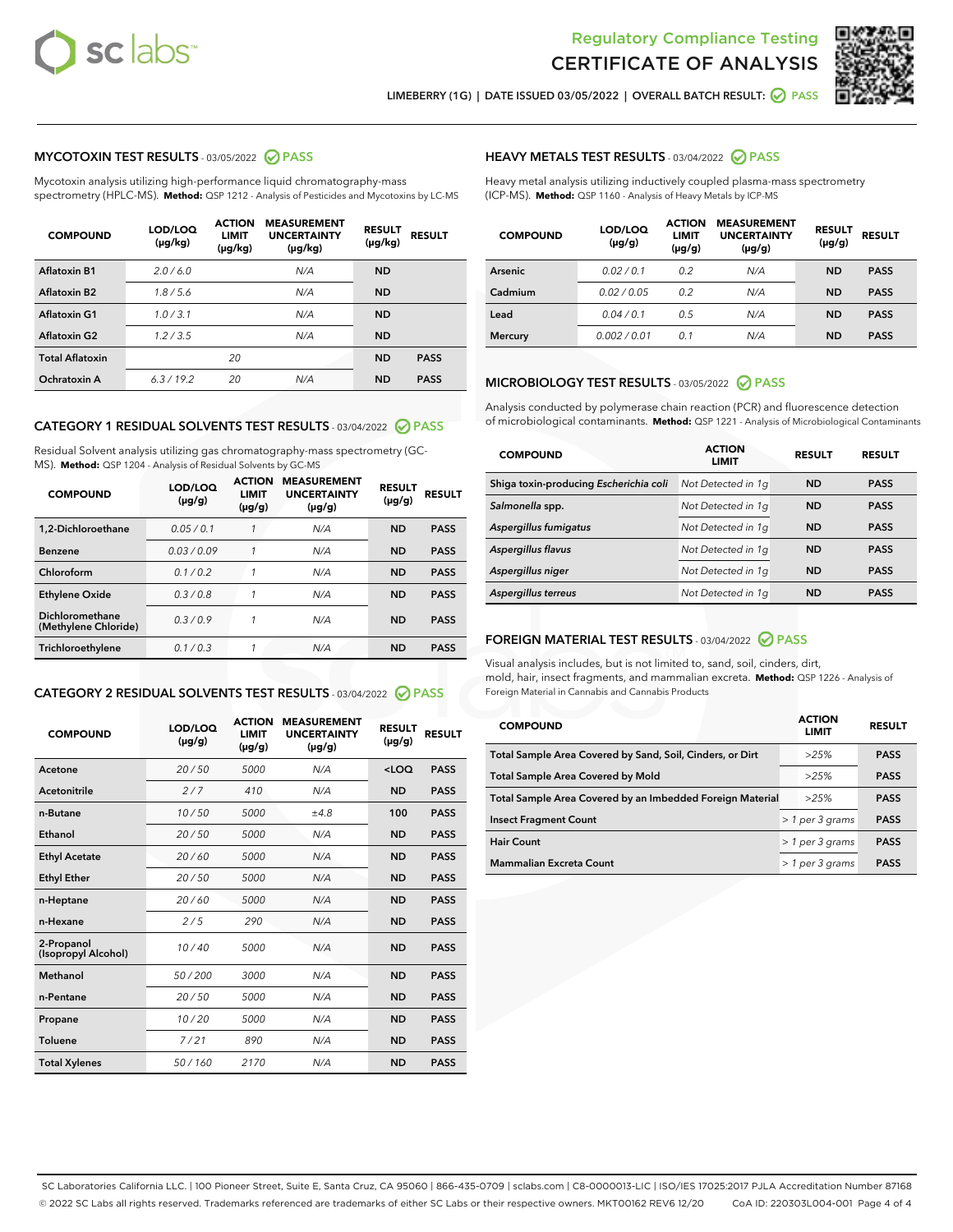Regulatory Compliance Testing

# CERTIFICATE OF ANALYSIS

LIMEBERRY (1G) | DATE ISSUED 03/05/2022 | OVERALL BATCH RESULT: PASS

## MYCOTOXIN TEST RESULTS - 03/05/2022 PASS

Mycotoxin analysis utilizing high-performance liquid chromatography-mass spectrometry (HPLC-MS). **Method:** QSP 1212 - Analysis of Pesticides and Mycotoxins by LC-MS

| COMPOUND | LOD/LOQ (µg/kg) | ACTION LIMIT (µg/kg) | MEASUREMENT UNCERTAINTY (µg/kg) | RESULT (µg/kg) | RESULT |
|---|---|---|---|---|---|
| Aflatoxin B1 | 2.0 / 6.0 | | N/A | ND | |
| Aflatoxin B2 | 1.8 / 5.6 | | N/A | ND | |
| Aflatoxin G1 | 1.0 / 3.1 | | N/A | ND | |
| Aflatoxin G2 | 1.2 / 3.5 | | N/A | ND | |
| Total Aflatoxin | | 20 | | ND | PASS |
| Ochratoxin A | 6.3 / 19.2 | 20 | N/A | ND | PASS |

## CATEGORY 1 RESIDUAL SOLVENTS TEST RESULTS - 03/04/2022 PASS

Residual Solvent analysis utilizing gas chromatography-mass spectrometry (GC-MS). **Method:** QSP 1204 - Analysis of Residual Solvents by GC-MS

| COMPOUND | LOD/LOQ (µg/g) | ACTION LIMIT (µg/g) | MEASUREMENT UNCERTAINTY (µg/g) | RESULT (µg/g) | RESULT |
|---|---|---|---|---|---|
| 1,2-Dichloroethane | 0.05 / 0.1 | 1 | N/A | ND | PASS |
| Benzene | 0.03 / 0.09 | 1 | N/A | ND | PASS |
| Chloroform | 0.1 / 0.2 | 1 | N/A | ND | PASS |
| Ethylene Oxide | 0.3 / 0.8 | 1 | N/A | ND | PASS |
| Dichloromethane (Methylene Chloride) | 0.3 / 0.9 | 1 | N/A | ND | PASS |
| Trichloroethylene | 0.1 / 0.3 | 1 | N/A | ND | PASS |

## CATEGORY 2 RESIDUAL SOLVENTS TEST RESULTS - 03/04/2022 PASS

| COMPOUND | LOD/LOQ (µg/g) | ACTION LIMIT (µg/g) | MEASUREMENT UNCERTAINTY (µg/g) | RESULT (µg/g) | RESULT |
|---|---|---|---|---|---|
| Acetone | 20 / 50 | 5000 | N/A | <LOQ | PASS |
| Acetonitrile | 2 / 7 | 410 | N/A | ND | PASS |
| n-Butane | 10 / 50 | 5000 | ±4.8 | 100 | PASS |
| Ethanol | 20 / 50 | 5000 | N/A | ND | PASS |
| Ethyl Acetate | 20 / 60 | 5000 | N/A | ND | PASS |
| Ethyl Ether | 20 / 50 | 5000 | N/A | ND | PASS |
| n-Heptane | 20 / 60 | 5000 | N/A | ND | PASS |
| n-Hexane | 2 / 5 | 290 | N/A | ND | PASS |
| 2-Propanol (Isopropyl Alcohol) | 10 / 40 | 5000 | N/A | ND | PASS |
| Methanol | 50 / 200 | 3000 | N/A | ND | PASS |
| n-Pentane | 20 / 50 | 5000 | N/A | ND | PASS |
| Propane | 10 / 20 | 5000 | N/A | ND | PASS |
| Toluene | 7 / 21 | 890 | N/A | ND | PASS |
| Total Xylenes | 50 / 160 | 2170 | N/A | ND | PASS |

## HEAVY METALS TEST RESULTS - 03/04/2022 PASS

Heavy metal analysis utilizing inductively coupled plasma-mass spectrometry (ICP-MS). **Method:** QSP 1160 - Analysis of Heavy Metals by ICP-MS

| COMPOUND | LOD/LOQ (µg/g) | ACTION LIMIT (µg/g) | MEASUREMENT UNCERTAINTY (µg/g) | RESULT (µg/g) | RESULT |
|---|---|---|---|---|---|
| Arsenic | 0.02 / 0.1 | 0.2 | N/A | ND | PASS |
| Cadmium | 0.02 / 0.05 | 0.2 | N/A | ND | PASS |
| Lead | 0.04 / 0.1 | 0.5 | N/A | ND | PASS |
| Mercury | 0.002 / 0.01 | 0.1 | N/A | ND | PASS |

## MICROBIOLOGY TEST RESULTS - 03/05/2022 PASS

Analysis conducted by polymerase chain reaction (PCR) and fluorescence detection of microbiological contaminants. **Method:** QSP 1221 - Analysis of Microbiological Contaminants

| COMPOUND | ACTION LIMIT | RESULT | RESULT |
|---|---|---|---|
| Shiga toxin-producing *Escherichia coli* | Not Detected in 1g | ND | PASS |
| *Salmonella* spp. | Not Detected in 1g | ND | PASS |
| *Aspergillus fumigatus* | Not Detected in 1g | ND | PASS |
| *Aspergillus flavus* | Not Detected in 1g | ND | PASS |
| *Aspergillus niger* | Not Detected in 1g | ND | PASS |
| *Aspergillus terreus* | Not Detected in 1g | ND | PASS |

## FOREIGN MATERIAL TEST RESULTS - 03/04/2022 PASS

Visual analysis includes, but is not limited to, sand, soil, cinders, dirt, mold, hair, insect fragments, and mammalian excreta. **Method:** QSP 1226 - Analysis of Foreign Material in Cannabis and Cannabis Products

| COMPOUND | ACTION LIMIT | RESULT |
|---|---|---|
| Total Sample Area Covered by Sand, Soil, Cinders, or Dirt | >25% | PASS |
| Total Sample Area Covered by Mold | >25% | PASS |
| Total Sample Area Covered by an Imbedded Foreign Material | >25% | PASS |
| Insect Fragment Count | > 1 per 3 grams | PASS |
| Hair Count | > 1 per 3 grams | PASS |
| Mammalian Excreta Count | > 1 per 3 grams | PASS |

SC Laboratories California LLC. | 100 Pioneer Street, Suite E, Santa Cruz, CA 95060 | 866-435-0709 | sclabs.com | C8-0000013-LIC | ISO/IES 17025:2017 PJLA Accreditation Number 87168
© 2022 SC Labs all rights reserved. Trademarks referenced are trademarks of either SC Labs or their respective owners. MKT00162 REV6 12/20 CoA ID: 220303L004-001